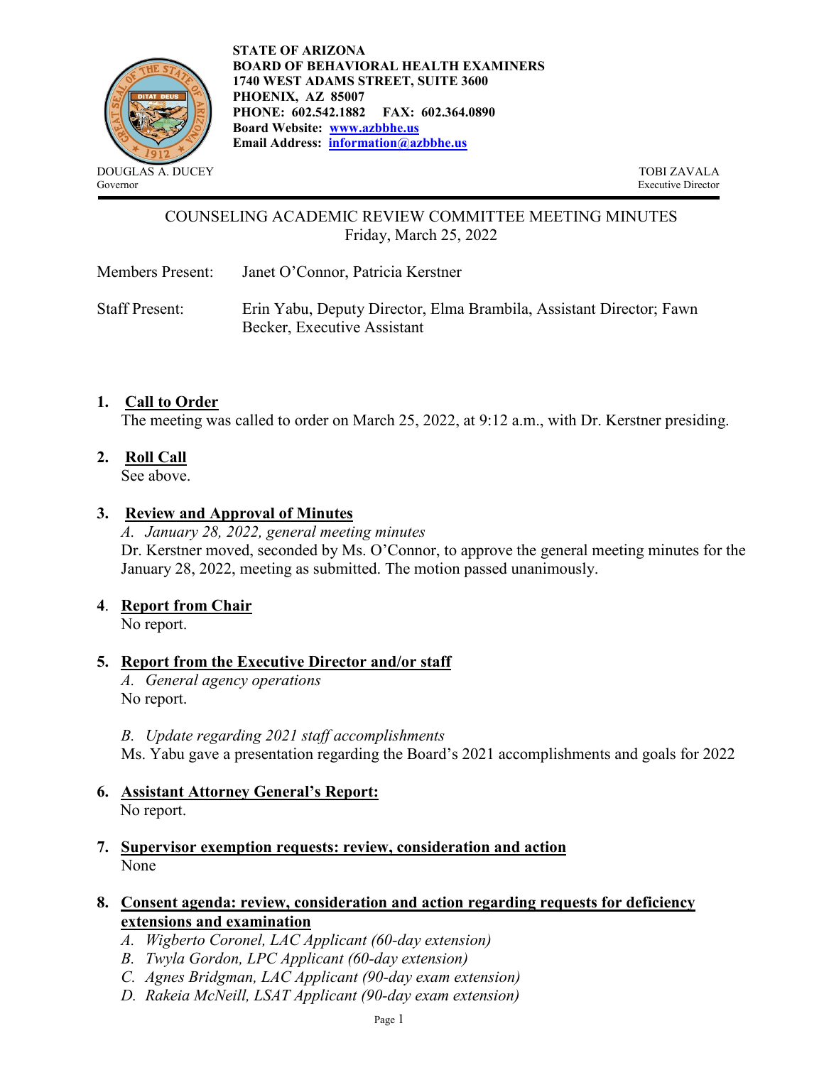STATE OF ARIZONA
**BOARD OF BEHAVIORAL HEALTH EXAMINERS**
**1740 WEST ADAMS STREET, SUITE 3600**
**PHOENIX, AZ 85007**
**PHONE: 602.542.1882 FAX: 602.364.0890**
**Board Website: [www.azbbhe.us](http://www.azbbhe.us)**
**Email Address: [information@azbbhe.us](mailto:information@azbbhe.us)**

DOUGLAS A. DUCEY
Governor

TOBI ZAVALA
Executive Director

# COUNSELING ACADEMIC REVIEW COMMITTEE MEETING MINUTES
Friday, March 25, 2022

Members Present: Janet O'Connor, Patricia Kerstner

Staff Present: Erin Yabu, Deputy Director, Elma Brambila, Assistant Director; Fawn Becker, Executive Assistant

## 1. Call to Order
The meeting was called to order on March 25, 2022, at 9:12 a.m., with Dr. Kerstner presiding.

## 2. Roll Call
See above.

## 3. Review and Approval of Minutes
*A. January 28, 2022, general meeting minutes*
Dr. Kerstner moved, seconded by Ms. O'Connor, to approve the general meeting minutes for the January 28, 2022, meeting as submitted. The motion passed unanimously.

## 4. Report from Chair
No report.

## 5. Report from the Executive Director and/or staff
*A. General agency operations*
No report.

*B. Update regarding 2021 staff accomplishments*
Ms. Yabu gave a presentation regarding the Board's 2021 accomplishments and goals for 2022

## 6. Assistant Attorney General's Report:
No report.

## 7. Supervisor exemption requests: review, consideration and action
None

## 8. Consent agenda: review, consideration and action regarding requests for deficiency extensions and examination
*A. Wigberto Coronel, LAC Applicant (60-day extension)*
*B. Twyla Gordon, LPC Applicant (60-day extension)*
*C. Agnes Bridgman, LAC Applicant (90-day exam extension)*
*D. Rakeia McNeill, LSAT Applicant (90-day exam extension)*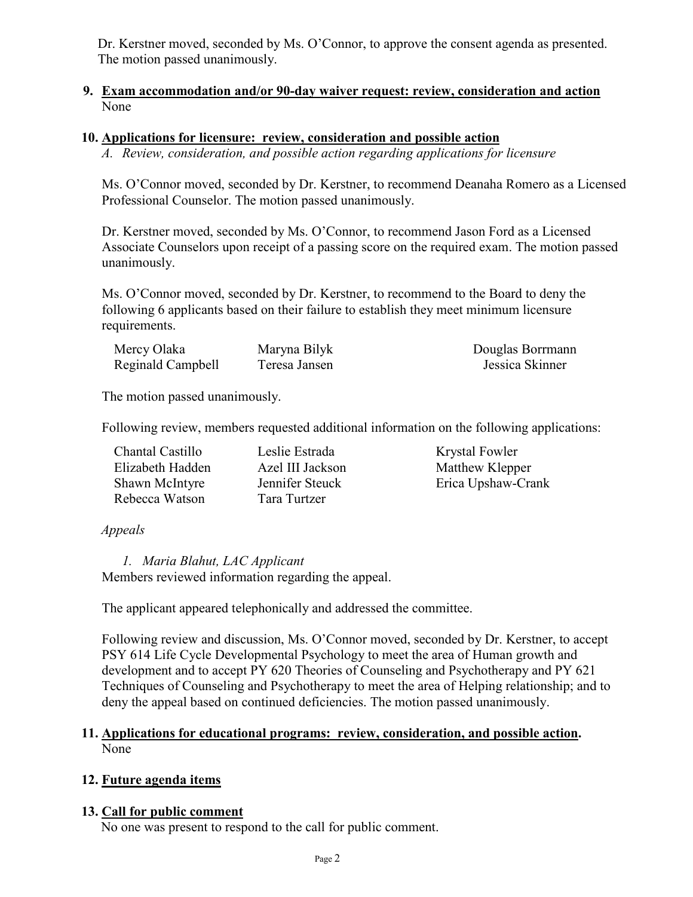Dr. Kerstner moved, seconded by Ms. O'Connor, to approve the consent agenda as presented. The motion passed unanimously.

**9. Exam accommodation and/or 90-day waiver request: review, consideration and action**

None

**10. Applications for licensure: review, consideration and possible action**

*A. Review, consideration, and possible action regarding applications for licensure*

Ms. O'Connor moved, seconded by Dr. Kerstner, to recommend Deanaha Romero as a Licensed Professional Counselor. The motion passed unanimously.

Dr. Kerstner moved, seconded by Ms. O'Connor, to recommend Jason Ford as a Licensed Associate Counselors upon receipt of a passing score on the required exam. The motion passed unanimously.

Ms. O'Connor moved, seconded by Dr. Kerstner, to recommend to the Board to deny the following 6 applicants based on their failure to establish they meet minimum licensure requirements.

| | | |
|---|---|---|
| Mercy Olaka | Maryna Bilyk | Douglas Borrmann |
| Reginald Campbell | Teresa Jansen | Jessica Skinner |

The motion passed unanimously.

Following review, members requested additional information on the following applications:

| | | |
|---|---|---|
| Chantal Castillo | Leslie Estrada | Krystal Fowler |
| Elizabeth Hadden | Azel III Jackson | Matthew Klepper |
| Shawn McIntyre | Jennifer Steuck | Erica Upshaw-Crank |
| Rebecca Watson | Tara Turtzer | |

*Appeals*

*1. Maria Blahut, LAC Applicant*

Members reviewed information regarding the appeal.

The applicant appeared telephonically and addressed the committee.

Following review and discussion, Ms. O'Connor moved, seconded by Dr. Kerstner, to accept PSY 614 Life Cycle Developmental Psychology to meet the area of Human growth and development and to accept PY 620 Theories of Counseling and Psychotherapy and PY 621 Techniques of Counseling and Psychotherapy to meet the area of Helping relationship; and to deny the appeal based on continued deficiencies. The motion passed unanimously.

**11. Applications for educational programs: review, consideration, and possible action.**

None

**12. Future agenda items**

**13. Call for public comment**

No one was present to respond to the call for public comment.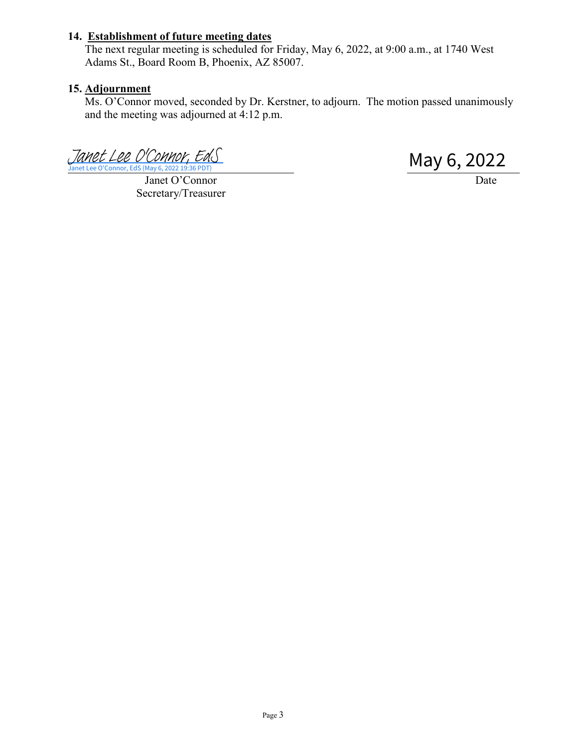**14. Establishment of future meeting dates**

The next regular meeting is scheduled for Friday, May 6, 2022, at 9:00 a.m., at 1740 West Adams St., Board Room B, Phoenix, AZ 85007.

**15. Adjournment**

Ms. O'Connor moved, seconded by Dr. Kerstner, to adjourn. The motion passed unanimously and the meeting was adjourned at 4:12 p.m.

Janet Lee O'Connor, EdS
Janet Lee O'Connor, EdS (May 6, 2022 19:36 PDT)

Janet O'Connor
Secretary/Treasurer

May 6, 2022
Date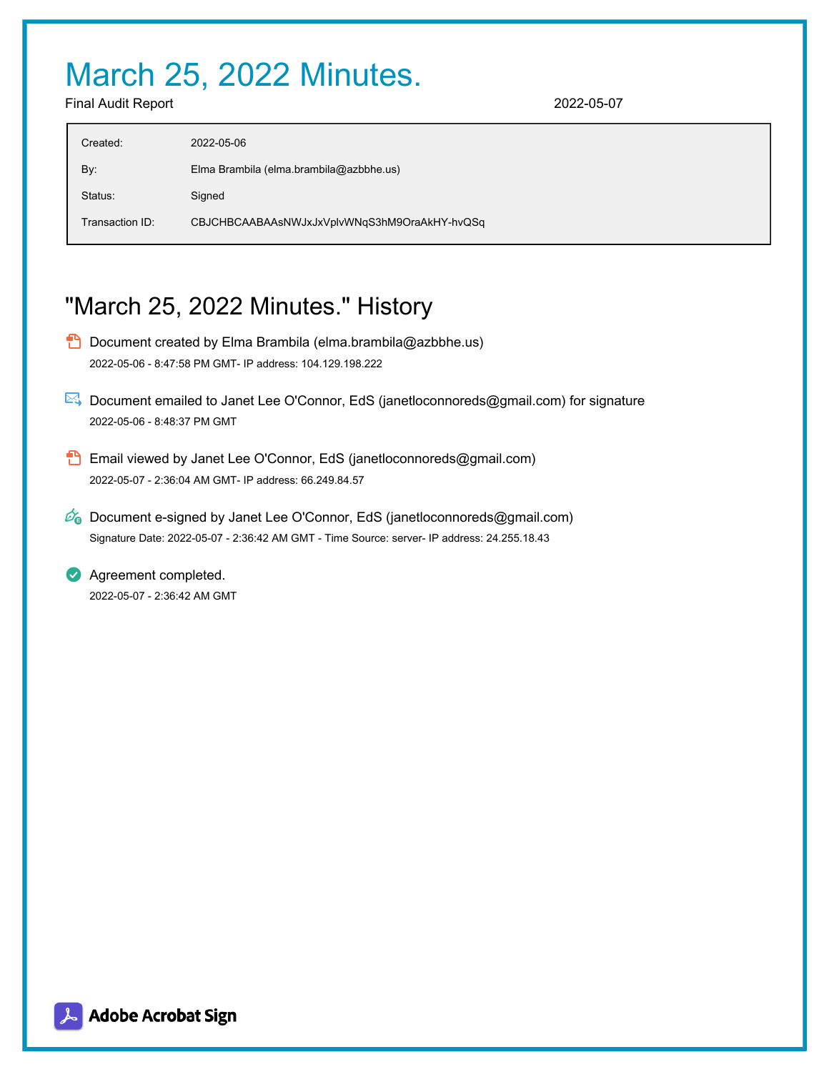# March 25, 2022 Minutes.

Final Audit Report 2022-05-07

| | |
|---|---|
| Created: | 2022-05-06 |
| By: | Elma Brambila (elma.brambila@azbbhe.us) |
| Status: | Signed |
| Transaction ID: | CBJCHBCAABAAsNWJxJxVplvWNqS3hM9OraAkHY-hvQSq |

## "March 25, 2022 Minutes." History

- Document created by Elma Brambila (elma.brambila@azbbhe.us)
  2022-05-06 - 8:47:58 PM GMT- IP address: 104.129.198.222

- Document emailed to Janet Lee O'Connor, EdS (janetloconnoreds@gmail.com) for signature
  2022-05-06 - 8:48:37 PM GMT

- Email viewed by Janet Lee O'Connor, EdS (janetloconnoreds@gmail.com)
  2022-05-07 - 2:36:04 AM GMT- IP address: 66.249.84.57

- Document e-signed by Janet Lee O'Connor, EdS (janetloconnoreds@gmail.com)
  Signature Date: 2022-05-07 - 2:36:42 AM GMT - Time Source: server- IP address: 24.255.18.43

- Agreement completed.
  2022-05-07 - 2:36:42 AM GMT

Adobe Acrobat Sign